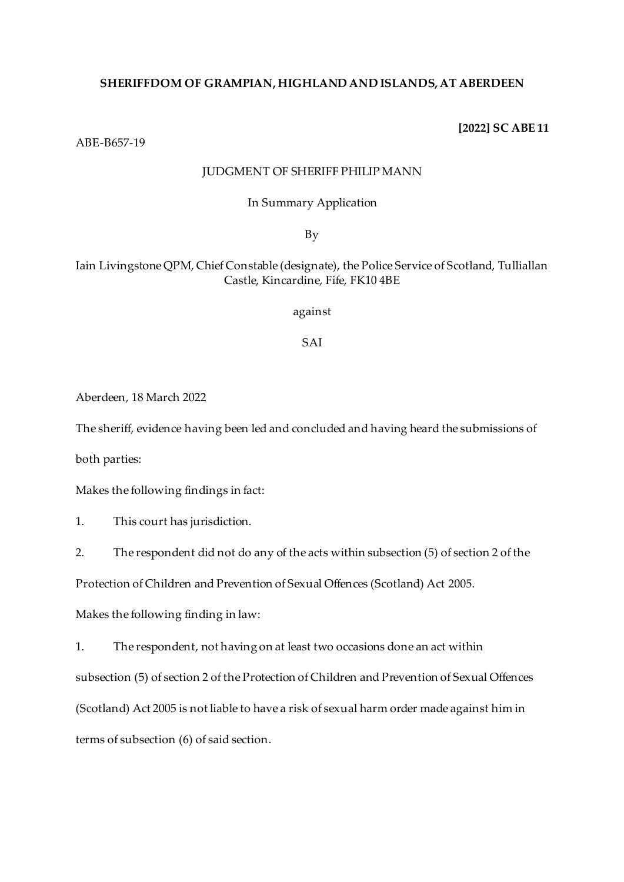**SHERIFFDOM OF GRAMPIAN, HIGHLAND AND ISLANDS, AT ABERDEEN**

**[2022] SC ABE 11**

ABE-B657-19

JUDGMENT OF SHERIFF PHILIP MANN

In Summary Application

By

Iain Livingstone QPM, Chief Constable (designate), the Police Service of Scotland, Tulliallan Castle, Kincardine, Fife, FK10 4BE

against

SAI

Aberdeen, 18 March 2022

The sheriff, evidence having been led and concluded and having heard the submissions of both parties:

Makes the following findings in fact:

1. This court has jurisdiction.

2. The respondent did not do any of the acts within subsection (5) of section 2 of the Protection of Children and Prevention of Sexual Offences (Scotland) Act 2005.

Makes the following finding in law:

1. The respondent, not having on at least two occasions done an act within subsection (5) of section 2 of the Protection of Children and Prevention of Sexual Offences (Scotland) Act 2005 is not liable to have a risk of sexual harm order made against him in terms of subsection (6) of said section.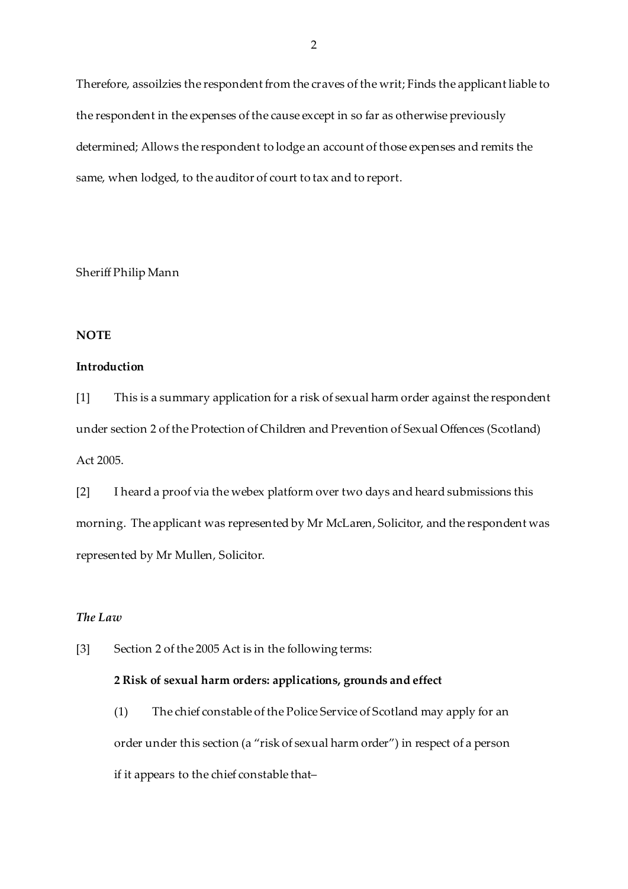Therefore, assoilzies the respondent from the craves of the writ; Finds the applicant liable to the respondent in the expenses of the cause except in so far as otherwise previously determined; Allows the respondent to lodge an account of those expenses and remits the same, when lodged, to the auditor of court to tax and to report.

Sheriff Philip Mann

**NOTE**

**Introduction**

[1] This is a summary application for a risk of sexual harm order against the respondent under section 2 of the Protection of Children and Prevention of Sexual Offences (Scotland) Act 2005.

[2] I heard a proof via the webex platform over two days and heard submissions this morning. The applicant was represented by Mr McLaren, Solicitor, and the respondent was represented by Mr Mullen, Solicitor.

*The Law*

[3] Section 2 of the 2005 Act is in the following terms:

> **2 Risk of sexual harm orders: applications, grounds and effect**
>
> (1) The chief constable of the Police Service of Scotland may apply for an order under this section (a "risk of sexual harm order") in respect of a person if it appears to the chief constable that–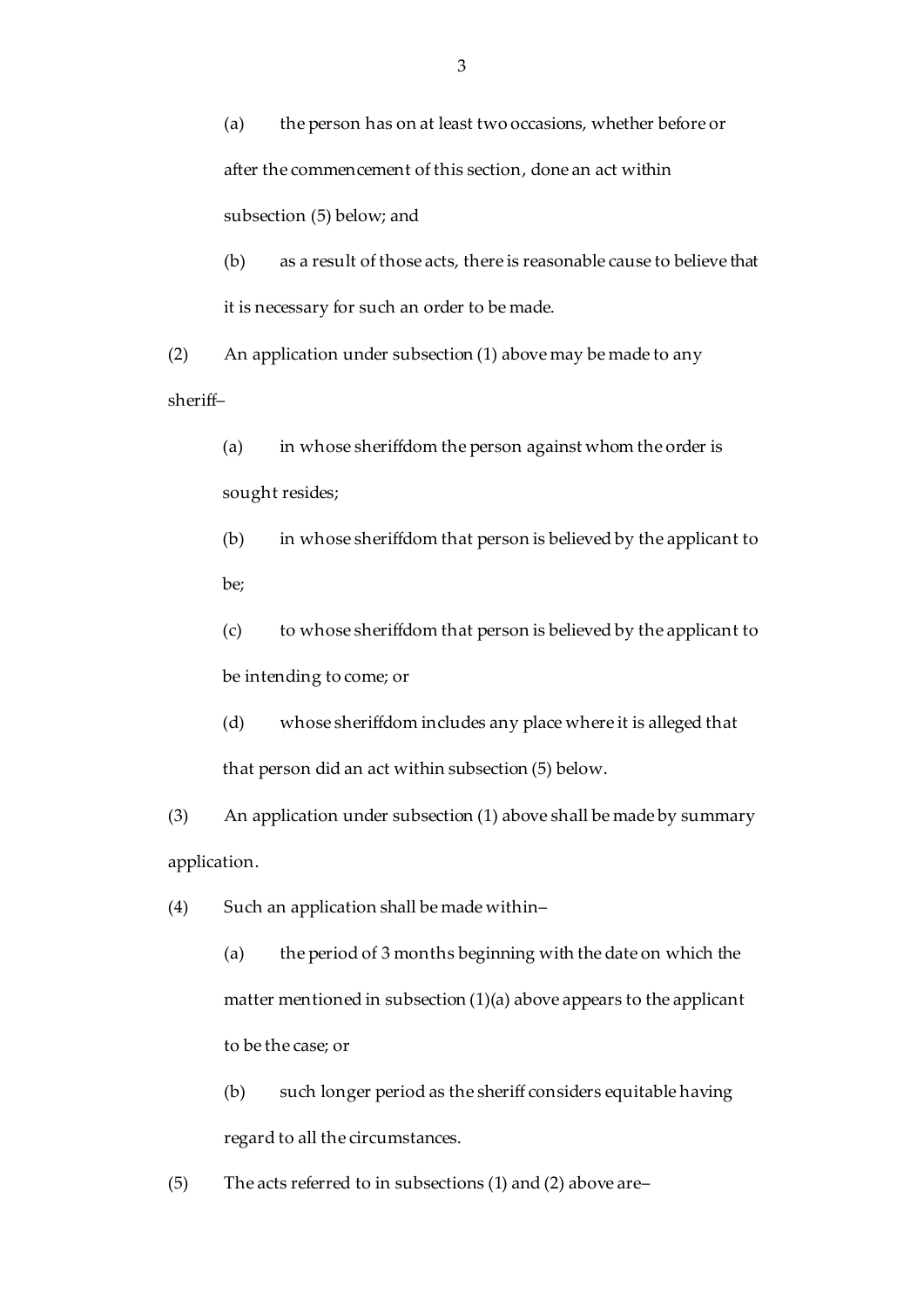(a) the person has on at least two occasions, whether before or after the commencement of this section, done an act within subsection (5) below; and

(b) as a result of those acts, there is reasonable cause to believe that it is necessary for such an order to be made.

(2) An application under subsection (1) above may be made to any sheriff–

(a) in whose sheriffdom the person against whom the order is sought resides;

(b) in whose sheriffdom that person is believed by the applicant to be;

(c) to whose sheriffdom that person is believed by the applicant to be intending to come; or

(d) whose sheriffdom includes any place where it is alleged that that person did an act within subsection (5) below.

(3) An application under subsection (1) above shall be made by summary application.

(4) Such an application shall be made within–

(a) the period of 3 months beginning with the date on which the matter mentioned in subsection (1)(a) above appears to the applicant to be the case; or

(b) such longer period as the sheriff considers equitable having regard to all the circumstances.

(5) The acts referred to in subsections (1) and (2) above are–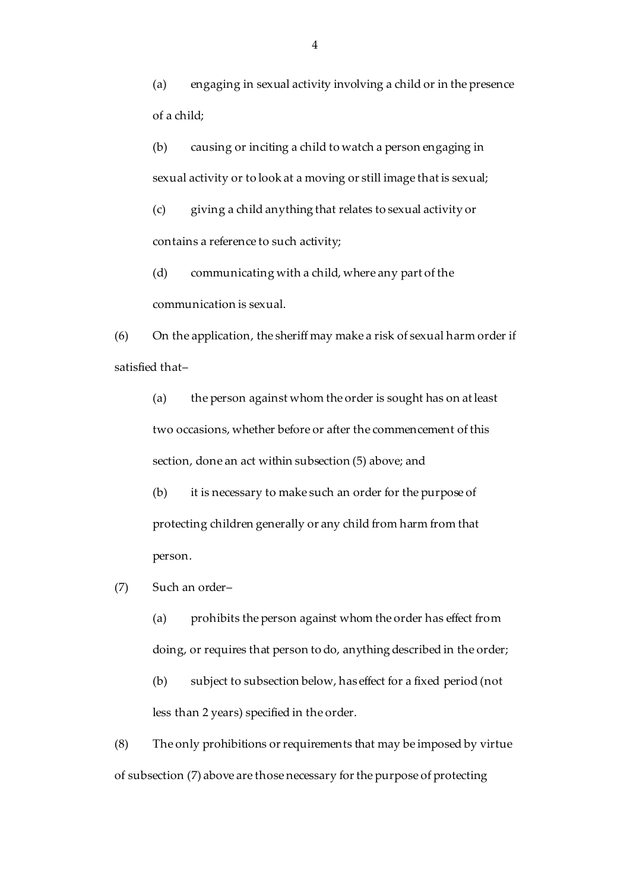(a) engaging in sexual activity involving a child or in the presence of a child;

(b) causing or inciting a child to watch a person engaging in sexual activity or to look at a moving or still image that is sexual;

(c) giving a child anything that relates to sexual activity or contains a reference to such activity;

(d) communicating with a child, where any part of the communication is sexual.

(6) On the application, the sheriff may make a risk of sexual harm order if satisfied that–

(a) the person against whom the order is sought has on at least two occasions, whether before or after the commencement of this section, done an act within subsection (5) above; and

(b) it is necessary to make such an order for the purpose of protecting children generally or any child from harm from that person.

(7) Such an order–

(a) prohibits the person against whom the order has effect from doing, or requires that person to do, anything described in the order;

(b) subject to subsection below, has effect for a fixed period (not less than 2 years) specified in the order.

(8) The only prohibitions or requirements that may be imposed by virtue of subsection (7) above are those necessary for the purpose of protecting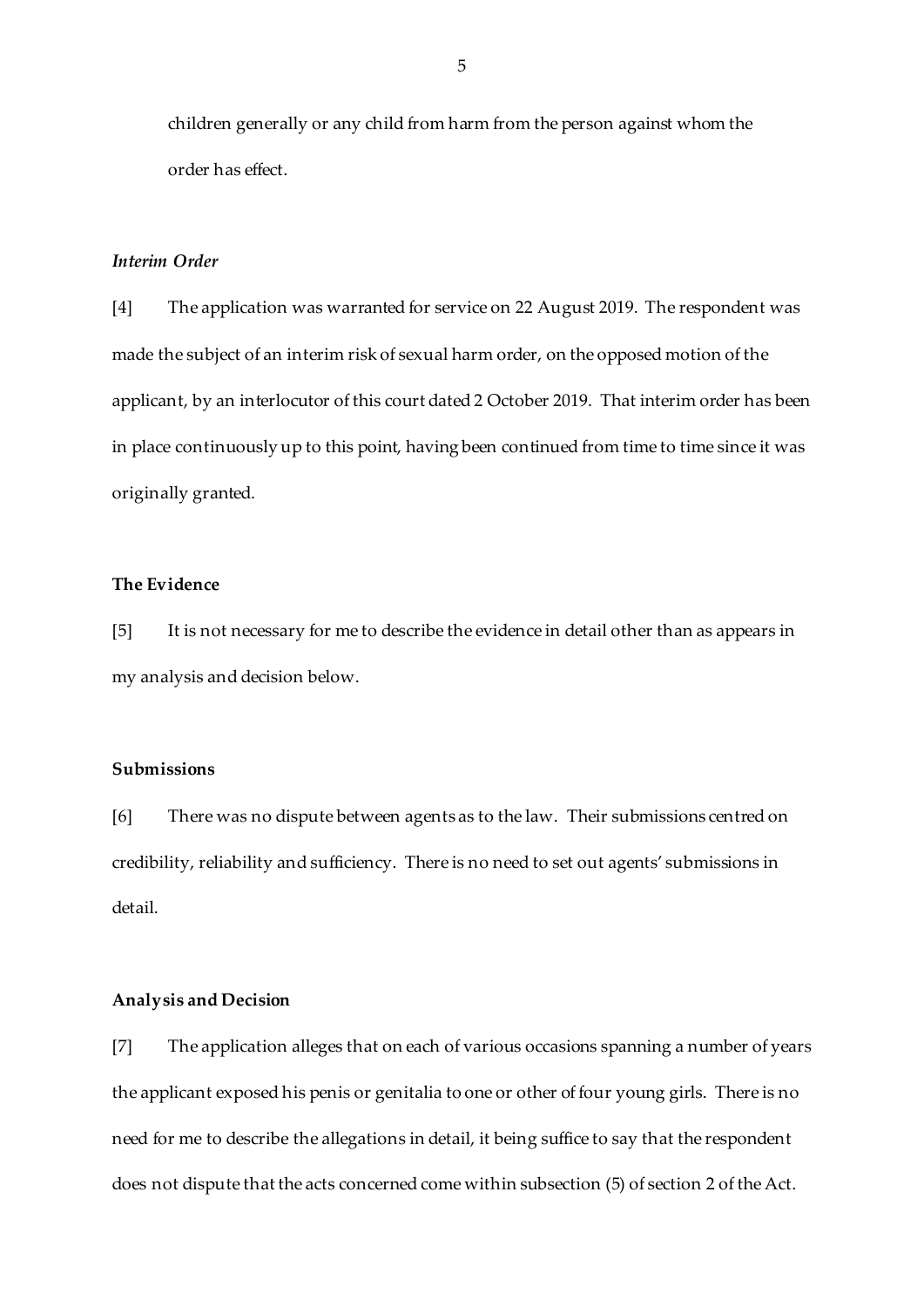children generally or any child from harm from the person against whom the order has effect.

### *Interim Order*

[4] The application was warranted for service on 22 August 2019. The respondent was made the subject of an interim risk of sexual harm order, on the opposed motion of the applicant, by an interlocutor of this court dated 2 October 2019. That interim order has been in place continuously up to this point, having been continued from time to time since it was originally granted.

## The Evidence

[5] It is not necessary for me to describe the evidence in detail other than as appears in my analysis and decision below.

## Submissions

[6] There was no dispute between agents as to the law. Their submissions centred on credibility, reliability and sufficiency. There is no need to set out agents' submissions in detail.

## Analysis and Decision

[7] The application alleges that on each of various occasions spanning a number of years the applicant exposed his penis or genitalia to one or other of four young girls. There is no need for me to describe the allegations in detail, it being suffice to say that the respondent does not dispute that the acts concerned come within subsection (5) of section 2 of the Act.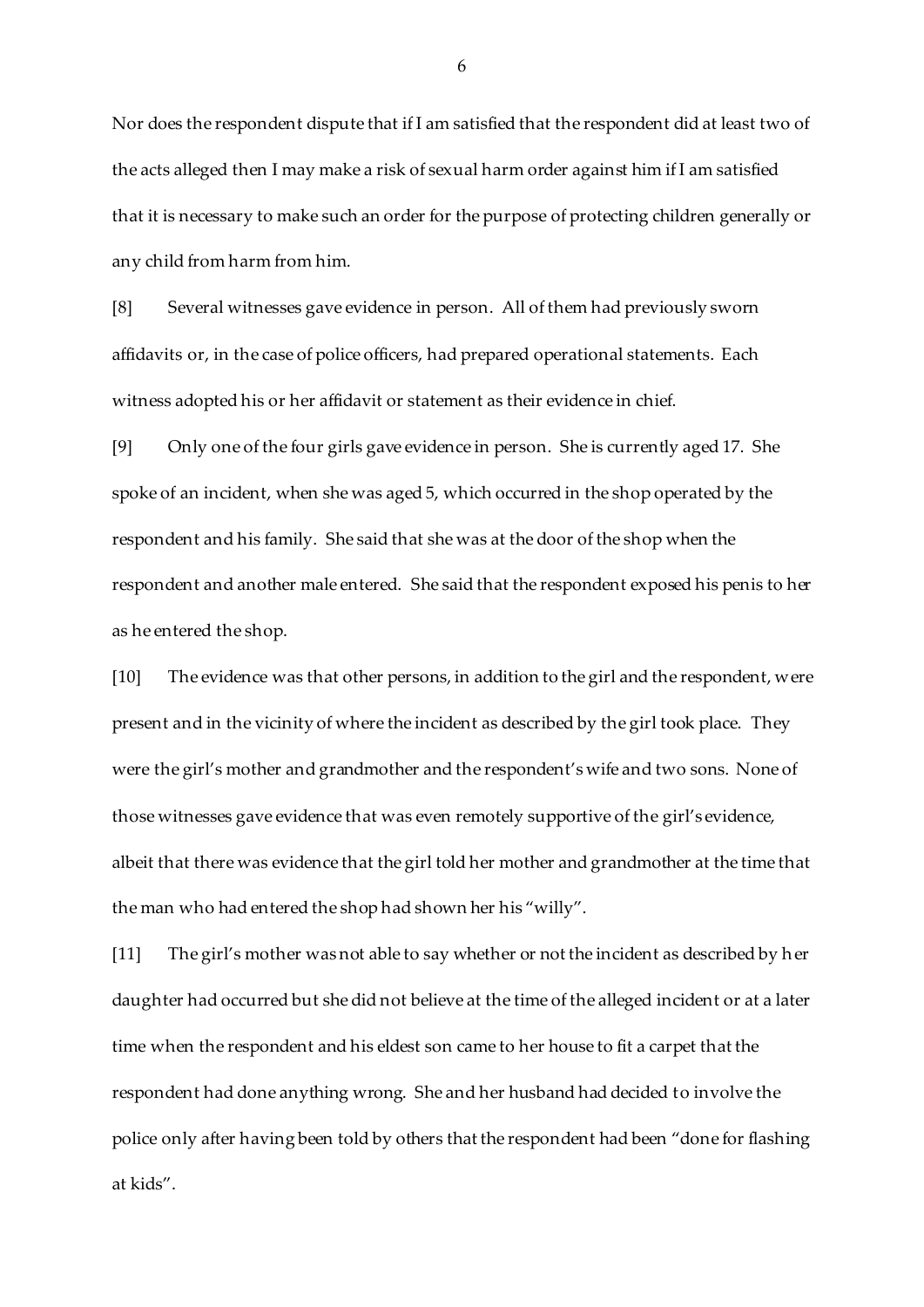Nor does the respondent dispute that if I am satisfied that the respondent did at least two of the acts alleged then I may make a risk of sexual harm order against him if I am satisfied that it is necessary to make such an order for the purpose of protecting children generally or any child from harm from him.

[8] Several witnesses gave evidence in person. All of them had previously sworn affidavits or, in the case of police officers, had prepared operational statements. Each witness adopted his or her affidavit or statement as their evidence in chief.

[9] Only one of the four girls gave evidence in person. She is currently aged 17. She spoke of an incident, when she was aged 5, which occurred in the shop operated by the respondent and his family. She said that she was at the door of the shop when the respondent and another male entered. She said that the respondent exposed his penis to her as he entered the shop.

[10] The evidence was that other persons, in addition to the girl and the respondent, were present and in the vicinity of where the incident as described by the girl took place. They were the girl's mother and grandmother and the respondent's wife and two sons. None of those witnesses gave evidence that was even remotely supportive of the girl's evidence, albeit that there was evidence that the girl told her mother and grandmother at the time that the man who had entered the shop had shown her his "willy".

[11] The girl's mother was not able to say whether or not the incident as described by her daughter had occurred but she did not believe at the time of the alleged incident or at a later time when the respondent and his eldest son came to her house to fit a carpet that the respondent had done anything wrong. She and her husband had decided to involve the police only after having been told by others that the respondent had been "done for flashing at kids".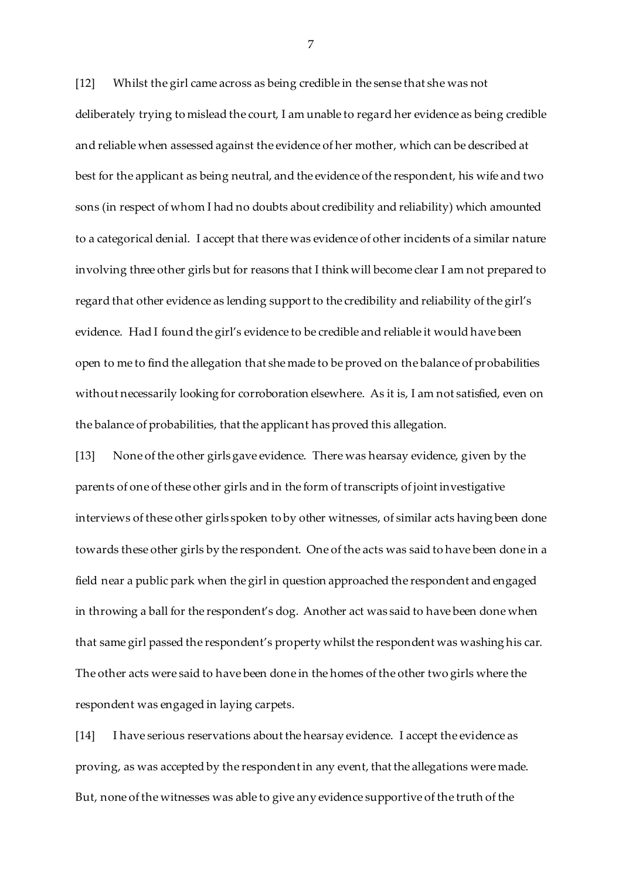[12] Whilst the girl came across as being credible in the sense that she was not deliberately trying to mislead the court, I am unable to regard her evidence as being credible and reliable when assessed against the evidence of her mother, which can be described at best for the applicant as being neutral, and the evidence of the respondent, his wife and two sons (in respect of whom I had no doubts about credibility and reliability) which amounted to a categorical denial. I accept that there was evidence of other incidents of a similar nature involving three other girls but for reasons that I think will become clear I am not prepared to regard that other evidence as lending support to the credibility and reliability of the girl's evidence. Had I found the girl's evidence to be credible and reliable it would have been open to me to find the allegation that she made to be proved on the balance of probabilities without necessarily looking for corroboration elsewhere. As it is, I am not satisfied, even on the balance of probabilities, that the applicant has proved this allegation.

[13] None of the other girls gave evidence. There was hearsay evidence, given by the parents of one of these other girls and in the form of transcripts of joint investigative interviews of these other girls spoken to by other witnesses, of similar acts having been done towards these other girls by the respondent. One of the acts was said to have been done in a field near a public park when the girl in question approached the respondent and engaged in throwing a ball for the respondent's dog. Another act was said to have been done when that same girl passed the respondent's property whilst the respondent was washing his car. The other acts were said to have been done in the homes of the other two girls where the respondent was engaged in laying carpets.

[14] I have serious reservations about the hearsay evidence. I accept the evidence as proving, as was accepted by the respondent in any event, that the allegations were made. But, none of the witnesses was able to give any evidence supportive of the truth of the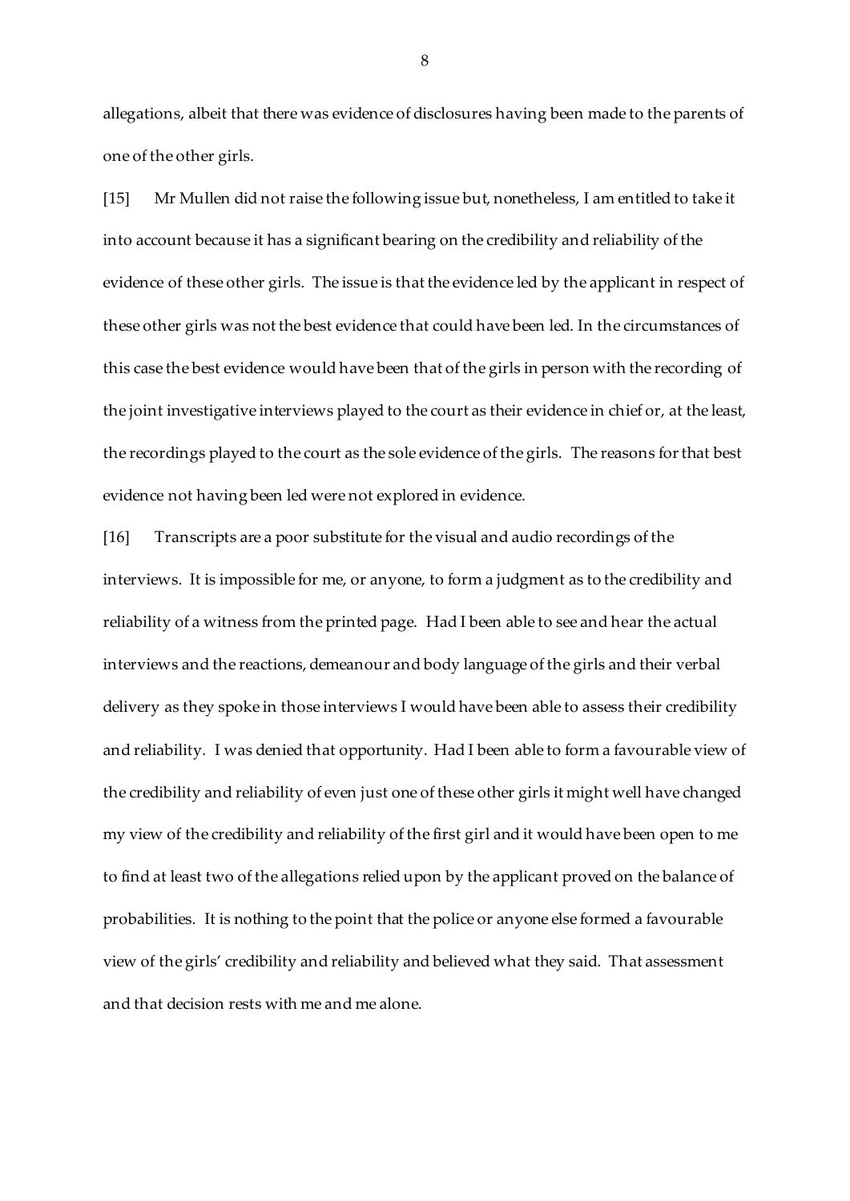allegations, albeit that there was evidence of disclosures having been made to the parents of one of the other girls.

[15] Mr Mullen did not raise the following issue but, nonetheless, I am entitled to take it into account because it has a significant bearing on the credibility and reliability of the evidence of these other girls. The issue is that the evidence led by the applicant in respect of these other girls was not the best evidence that could have been led. In the circumstances of this case the best evidence would have been that of the girls in person with the recording of the joint investigative interviews played to the court as their evidence in chief or, at the least, the recordings played to the court as the sole evidence of the girls. The reasons for that best evidence not having been led were not explored in evidence.

[16] Transcripts are a poor substitute for the visual and audio recordings of the interviews. It is impossible for me, or anyone, to form a judgment as to the credibility and reliability of a witness from the printed page. Had I been able to see and hear the actual interviews and the reactions, demeanour and body language of the girls and their verbal delivery as they spoke in those interviews I would have been able to assess their credibility and reliability. I was denied that opportunity. Had I been able to form a favourable view of the credibility and reliability of even just one of these other girls it might well have changed my view of the credibility and reliability of the first girl and it would have been open to me to find at least two of the allegations relied upon by the applicant proved on the balance of probabilities. It is nothing to the point that the police or anyone else formed a favourable view of the girls' credibility and reliability and believed what they said. That assessment and that decision rests with me and me alone.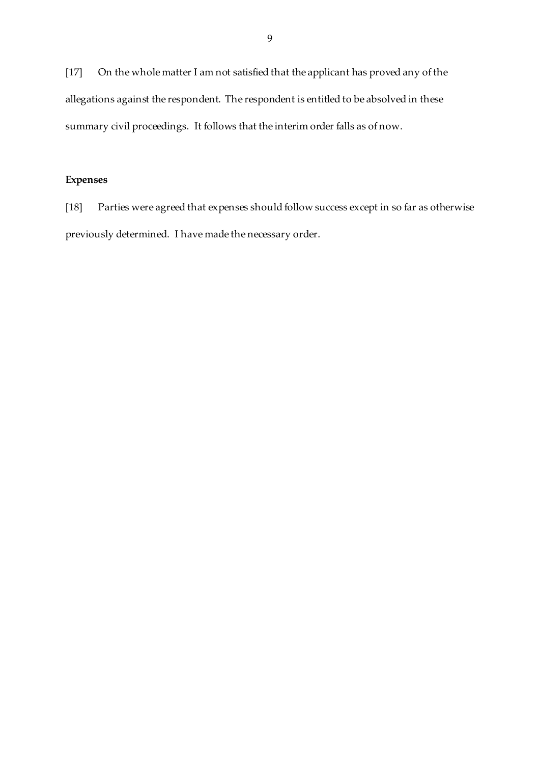[17] On the whole matter I am not satisfied that the applicant has proved any of the allegations against the respondent. The respondent is entitled to be absolved in these summary civil proceedings. It follows that the interim order falls as of now.

**Expenses**

[18] Parties were agreed that expenses should follow success except in so far as otherwise previously determined. I have made the necessary order.